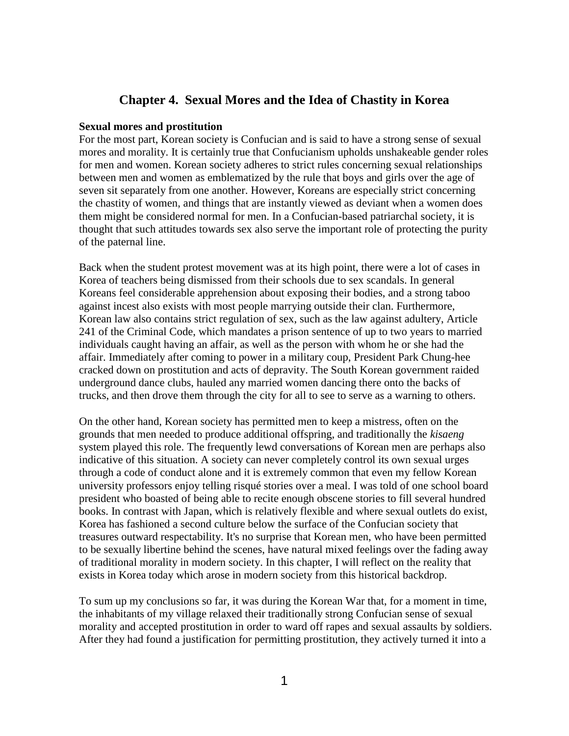# Chapter 4. Sexual Mores and the Idea of Chastity in Korea

**Sexual mores and prostitution**

For the most part, Korean society is Confucian and is said to have a strong sense of sexual mores and morality. It is certainly true that Confucianism upholds unshakeable gender roles for men and women. Korean society adheres to strict rules concerning sexual relationships between men and women as emblematized by the rule that boys and girls over the age of seven sit separately from one another. However, Koreans are especially strict concerning the chastity of women, and things that are instantly viewed as deviant when a women does them might be considered normal for men. In a Confucian-based patriarchal society, it is thought that such attitudes towards sex also serve the important role of protecting the purity of the paternal line.

Back when the student protest movement was at its high point, there were a lot of cases in Korea of teachers being dismissed from their schools due to sex scandals. In general Koreans feel considerable apprehension about exposing their bodies, and a strong taboo against incest also exists with most people marrying outside their clan. Furthermore, Korean law also contains strict regulation of sex, such as the law against adultery, Article 241 of the Criminal Code, which mandates a prison sentence of up to two years to married individuals caught having an affair, as well as the person with whom he or she had the affair. Immediately after coming to power in a military coup, President Park Chung-hee cracked down on prostitution and acts of depravity. The South Korean government raided underground dance clubs, hauled any married women dancing there onto the backs of trucks, and then drove them through the city for all to see to serve as a warning to others.

On the other hand, Korean society has permitted men to keep a mistress, often on the grounds that men needed to produce additional offspring, and traditionally the *kisaeng* system played this role. The frequently lewd conversations of Korean men are perhaps also indicative of this situation. A society can never completely control its own sexual urges through a code of conduct alone and it is extremely common that even my fellow Korean university professors enjoy telling risqué stories over a meal. I was told of one school board president who boasted of being able to recite enough obscene stories to fill several hundred books. In contrast with Japan, which is relatively flexible and where sexual outlets do exist, Korea has fashioned a second culture below the surface of the Confucian society that treasures outward respectability. It's no surprise that Korean men, who have been permitted to be sexually libertine behind the scenes, have natural mixed feelings over the fading away of traditional morality in modern society. In this chapter, I will reflect on the reality that exists in Korea today which arose in modern society from this historical backdrop.

To sum up my conclusions so far, it was during the Korean War that, for a moment in time, the inhabitants of my village relaxed their traditionally strong Confucian sense of sexual morality and accepted prostitution in order to ward off rapes and sexual assaults by soldiers. After they had found a justification for permitting prostitution, they actively turned it into a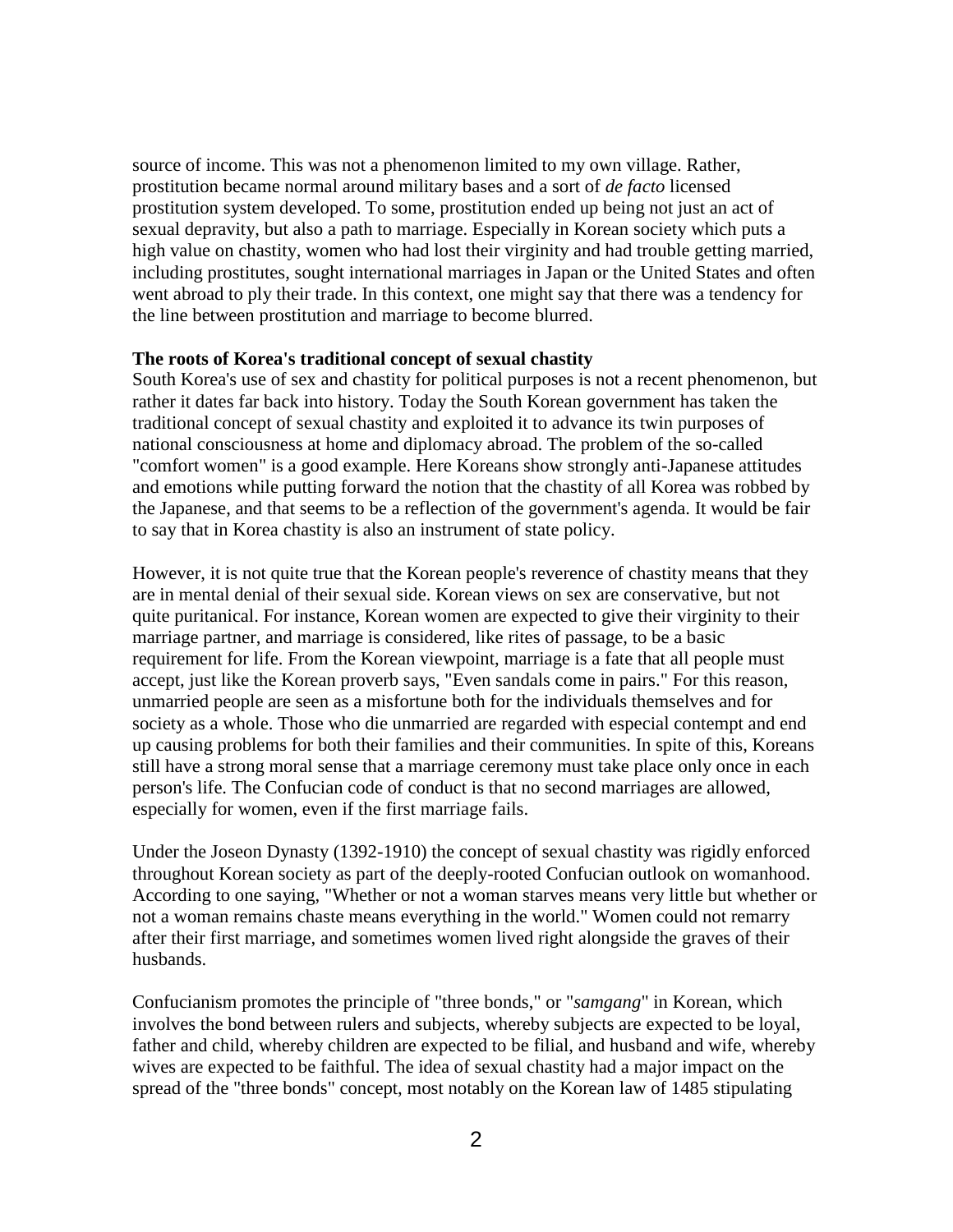source of income. This was not a phenomenon limited to my own village. Rather, prostitution became normal around military bases and a sort of *de facto* licensed prostitution system developed. To some, prostitution ended up being not just an act of sexual depravity, but also a path to marriage. Especially in Korean society which puts a high value on chastity, women who had lost their virginity and had trouble getting married, including prostitutes, sought international marriages in Japan or the United States and often went abroad to ply their trade. In this context, one might say that there was a tendency for the line between prostitution and marriage to become blurred.

**The roots of Korea's traditional concept of sexual chastity**

South Korea's use of sex and chastity for political purposes is not a recent phenomenon, but rather it dates far back into history. Today the South Korean government has taken the traditional concept of sexual chastity and exploited it to advance its twin purposes of national consciousness at home and diplomacy abroad. The problem of the so-called "comfort women" is a good example. Here Koreans show strongly anti-Japanese attitudes and emotions while putting forward the notion that the chastity of all Korea was robbed by the Japanese, and that seems to be a reflection of the government's agenda. It would be fair to say that in Korea chastity is also an instrument of state policy.

However, it is not quite true that the Korean people's reverence of chastity means that they are in mental denial of their sexual side. Korean views on sex are conservative, but not quite puritanical. For instance, Korean women are expected to give their virginity to their marriage partner, and marriage is considered, like rites of passage, to be a basic requirement for life. From the Korean viewpoint, marriage is a fate that all people must accept, just like the Korean proverb says, "Even sandals come in pairs." For this reason, unmarried people are seen as a misfortune both for the individuals themselves and for society as a whole. Those who die unmarried are regarded with especial contempt and end up causing problems for both their families and their communities. In spite of this, Koreans still have a strong moral sense that a marriage ceremony must take place only once in each person's life. The Confucian code of conduct is that no second marriages are allowed, especially for women, even if the first marriage fails.

Under the Joseon Dynasty (1392-1910) the concept of sexual chastity was rigidly enforced throughout Korean society as part of the deeply-rooted Confucian outlook on womanhood. According to one saying, "Whether or not a woman starves means very little but whether or not a woman remains chaste means everything in the world." Women could not remarry after their first marriage, and sometimes women lived right alongside the graves of their husbands.

Confucianism promotes the principle of "three bonds," or "*samgang*" in Korean, which involves the bond between rulers and subjects, whereby subjects are expected to be loyal, father and child, whereby children are expected to be filial, and husband and wife, whereby wives are expected to be faithful. The idea of sexual chastity had a major impact on the spread of the "three bonds" concept, most notably on the Korean law of 1485 stipulating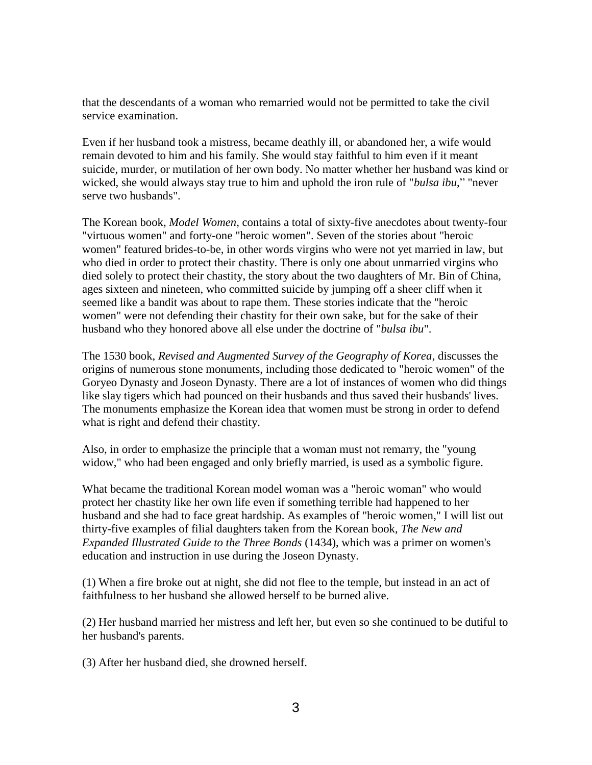that the descendants of a woman who remarried would not be permitted to take the civil service examination.

Even if her husband took a mistress, became deathly ill, or abandoned her, a wife would remain devoted to him and his family. She would stay faithful to him even if it meant suicide, murder, or mutilation of her own body. No matter whether her husband was kind or wicked, she would always stay true to him and uphold the iron rule of "*bulsa ibu*," "never serve two husbands".

The Korean book, *Model Women*, contains a total of sixty-five anecdotes about twenty-four "virtuous women" and forty-one "heroic women". Seven of the stories about "heroic women" featured brides-to-be, in other words virgins who were not yet married in law, but who died in order to protect their chastity. There is only one about unmarried virgins who died solely to protect their chastity, the story about the two daughters of Mr. Bin of China, ages sixteen and nineteen, who committed suicide by jumping off a sheer cliff when it seemed like a bandit was about to rape them. These stories indicate that the "heroic women" were not defending their chastity for their own sake, but for the sake of their husband who they honored above all else under the doctrine of "*bulsa ibu*".

The 1530 book, *Revised and Augmented Survey of the Geography of Korea*, discusses the origins of numerous stone monuments, including those dedicated to "heroic women" of the Goryeo Dynasty and Joseon Dynasty. There are a lot of instances of women who did things like slay tigers which had pounced on their husbands and thus saved their husbands' lives. The monuments emphasize the Korean idea that women must be strong in order to defend what is right and defend their chastity.

Also, in order to emphasize the principle that a woman must not remarry, the "young widow," who had been engaged and only briefly married, is used as a symbolic figure.

What became the traditional Korean model woman was a "heroic woman" who would protect her chastity like her own life even if something terrible had happened to her husband and she had to face great hardship. As examples of "heroic women," I will list out thirty-five examples of filial daughters taken from the Korean book, *The New and Expanded Illustrated Guide to the Three Bonds* (1434), which was a primer on women's education and instruction in use during the Joseon Dynasty.

(1) When a fire broke out at night, she did not flee to the temple, but instead in an act of faithfulness to her husband she allowed herself to be burned alive.

(2) Her husband married her mistress and left her, but even so she continued to be dutiful to her husband's parents.

(3) After her husband died, she drowned herself.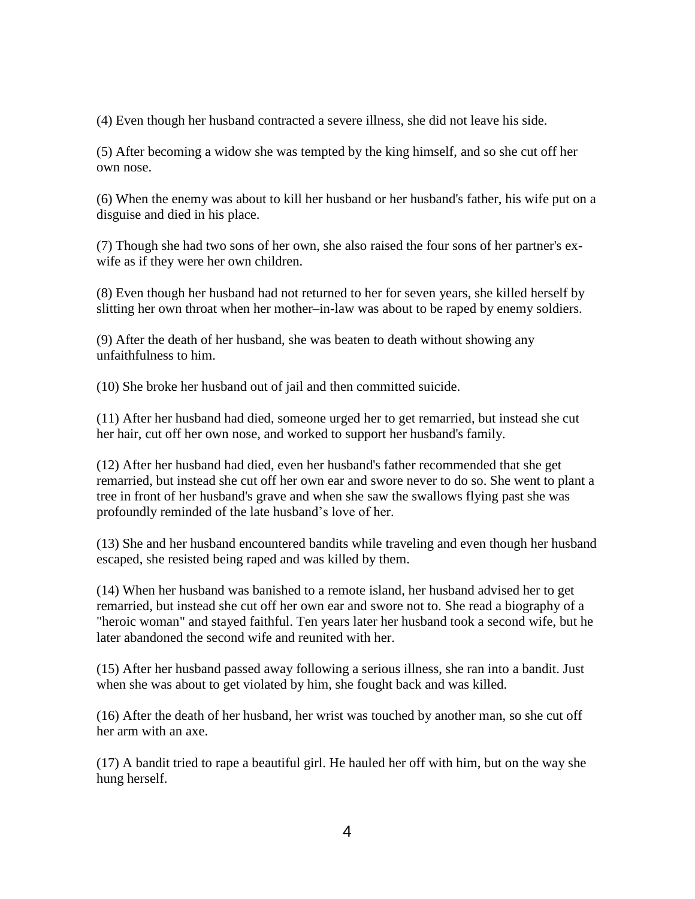(4) Even though her husband contracted a severe illness, she did not leave his side.

(5) After becoming a widow she was tempted by the king himself, and so she cut off her own nose.

(6) When the enemy was about to kill her husband or her husband's father, his wife put on a disguise and died in his place.

(7) Though she had two sons of her own, she also raised the four sons of her partner's ex-wife as if they were her own children.

(8) Even though her husband had not returned to her for seven years, she killed herself by slitting her own throat when her mother–in-law was about to be raped by enemy soldiers.

(9) After the death of her husband, she was beaten to death without showing any unfaithfulness to him.

(10) She broke her husband out of jail and then committed suicide.

(11) After her husband had died, someone urged her to get remarried, but instead she cut her hair, cut off her own nose, and worked to support her husband's family.

(12) After her husband had died, even her husband's father recommended that she get remarried, but instead she cut off her own ear and swore never to do so. She went to plant a tree in front of her husband's grave and when she saw the swallows flying past she was profoundly reminded of the late husband's love of her.

(13) She and her husband encountered bandits while traveling and even though her husband escaped, she resisted being raped and was killed by them.

(14) When her husband was banished to a remote island, her husband advised her to get remarried, but instead she cut off her own ear and swore not to. She read a biography of a "heroic woman" and stayed faithful. Ten years later her husband took a second wife, but he later abandoned the second wife and reunited with her.

(15) After her husband passed away following a serious illness, she ran into a bandit. Just when she was about to get violated by him, she fought back and was killed.

(16) After the death of her husband, her wrist was touched by another man, so she cut off her arm with an axe.

(17) A bandit tried to rape a beautiful girl. He hauled her off with him, but on the way she hung herself.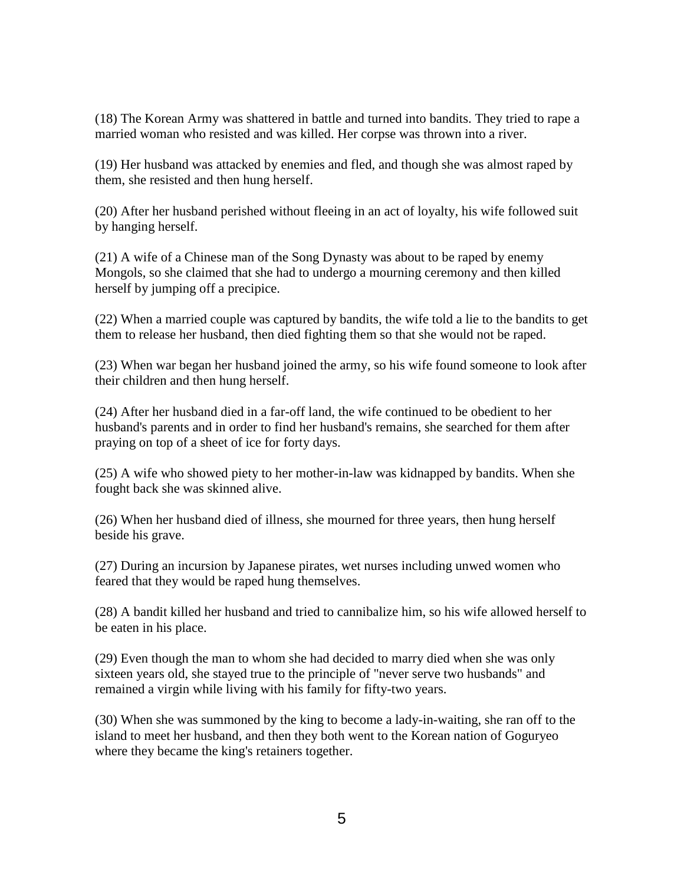(18) The Korean Army was shattered in battle and turned into bandits. They tried to rape a married woman who resisted and was killed. Her corpse was thrown into a river.

(19) Her husband was attacked by enemies and fled, and though she was almost raped by them, she resisted and then hung herself.

(20) After her husband perished without fleeing in an act of loyalty, his wife followed suit by hanging herself.

(21) A wife of a Chinese man of the Song Dynasty was about to be raped by enemy Mongols, so she claimed that she had to undergo a mourning ceremony and then killed herself by jumping off a precipice.

(22) When a married couple was captured by bandits, the wife told a lie to the bandits to get them to release her husband, then died fighting them so that she would not be raped.

(23) When war began her husband joined the army, so his wife found someone to look after their children and then hung herself.

(24) After her husband died in a far-off land, the wife continued to be obedient to her husband's parents and in order to find her husband's remains, she searched for them after praying on top of a sheet of ice for forty days.

(25) A wife who showed piety to her mother-in-law was kidnapped by bandits. When she fought back she was skinned alive.

(26) When her husband died of illness, she mourned for three years, then hung herself beside his grave.

(27) During an incursion by Japanese pirates, wet nurses including unwed women who feared that they would be raped hung themselves.

(28) A bandit killed her husband and tried to cannibalize him, so his wife allowed herself to be eaten in his place.

(29) Even though the man to whom she had decided to marry died when she was only sixteen years old, she stayed true to the principle of "never serve two husbands" and remained a virgin while living with his family for fifty-two years.

(30) When she was summoned by the king to become a lady-in-waiting, she ran off to the island to meet her husband, and then they both went to the Korean nation of Goguryeo where they became the king's retainers together.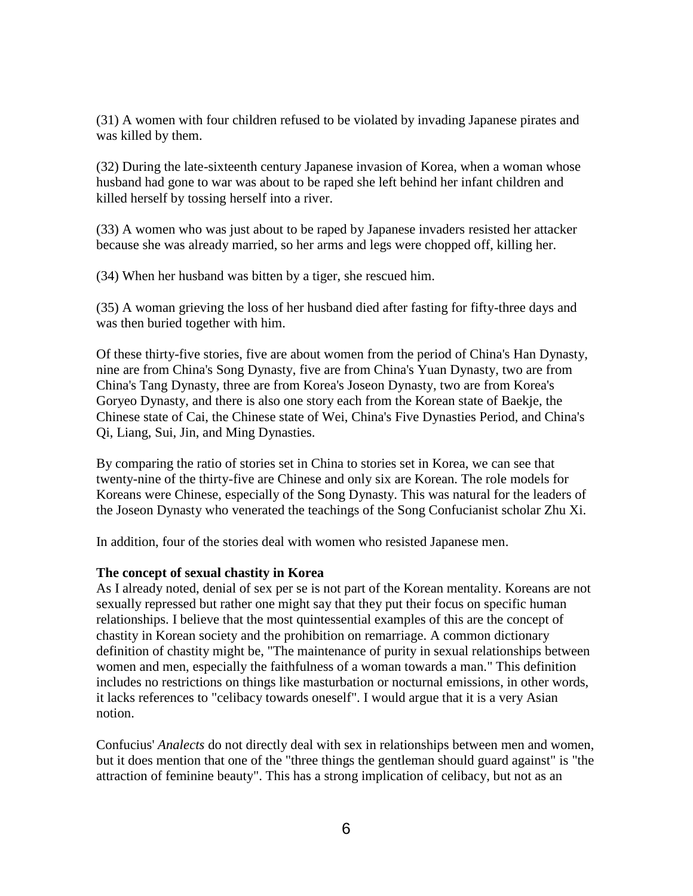(31) A women with four children refused to be violated by invading Japanese pirates and was killed by them.

(32) During the late-sixteenth century Japanese invasion of Korea, when a woman whose husband had gone to war was about to be raped she left behind her infant children and killed herself by tossing herself into a river.

(33) A women who was just about to be raped by Japanese invaders resisted her attacker because she was already married, so her arms and legs were chopped off, killing her.

(34) When her husband was bitten by a tiger, she rescued him.

(35) A woman grieving the loss of her husband died after fasting for fifty-three days and was then buried together with him.

Of these thirty-five stories, five are about women from the period of China's Han Dynasty, nine are from China's Song Dynasty, five are from China's Yuan Dynasty, two are from China's Tang Dynasty, three are from Korea's Joseon Dynasty, two are from Korea's Goryeo Dynasty, and there is also one story each from the Korean state of Baekje, the Chinese state of Cai, the Chinese state of Wei, China's Five Dynasties Period, and China's Qi, Liang, Sui, Jin, and Ming Dynasties.

By comparing the ratio of stories set in China to stories set in Korea, we can see that twenty-nine of the thirty-five are Chinese and only six are Korean. The role models for Koreans were Chinese, especially of the Song Dynasty. This was natural for the leaders of the Joseon Dynasty who venerated the teachings of the Song Confucianist scholar Zhu Xi.

In addition, four of the stories deal with women who resisted Japanese men.

**The concept of sexual chastity in Korea**

As I already noted, denial of sex per se is not part of the Korean mentality. Koreans are not sexually repressed but rather one might say that they put their focus on specific human relationships. I believe that the most quintessential examples of this are the concept of chastity in Korean society and the prohibition on remarriage. A common dictionary definition of chastity might be, "The maintenance of purity in sexual relationships between women and men, especially the faithfulness of a woman towards a man." This definition includes no restrictions on things like masturbation or nocturnal emissions, in other words, it lacks references to "celibacy towards oneself". I would argue that it is a very Asian notion.

Confucius' *Analects* do not directly deal with sex in relationships between men and women, but it does mention that one of the "three things the gentleman should guard against" is "the attraction of feminine beauty". This has a strong implication of celibacy, but not as an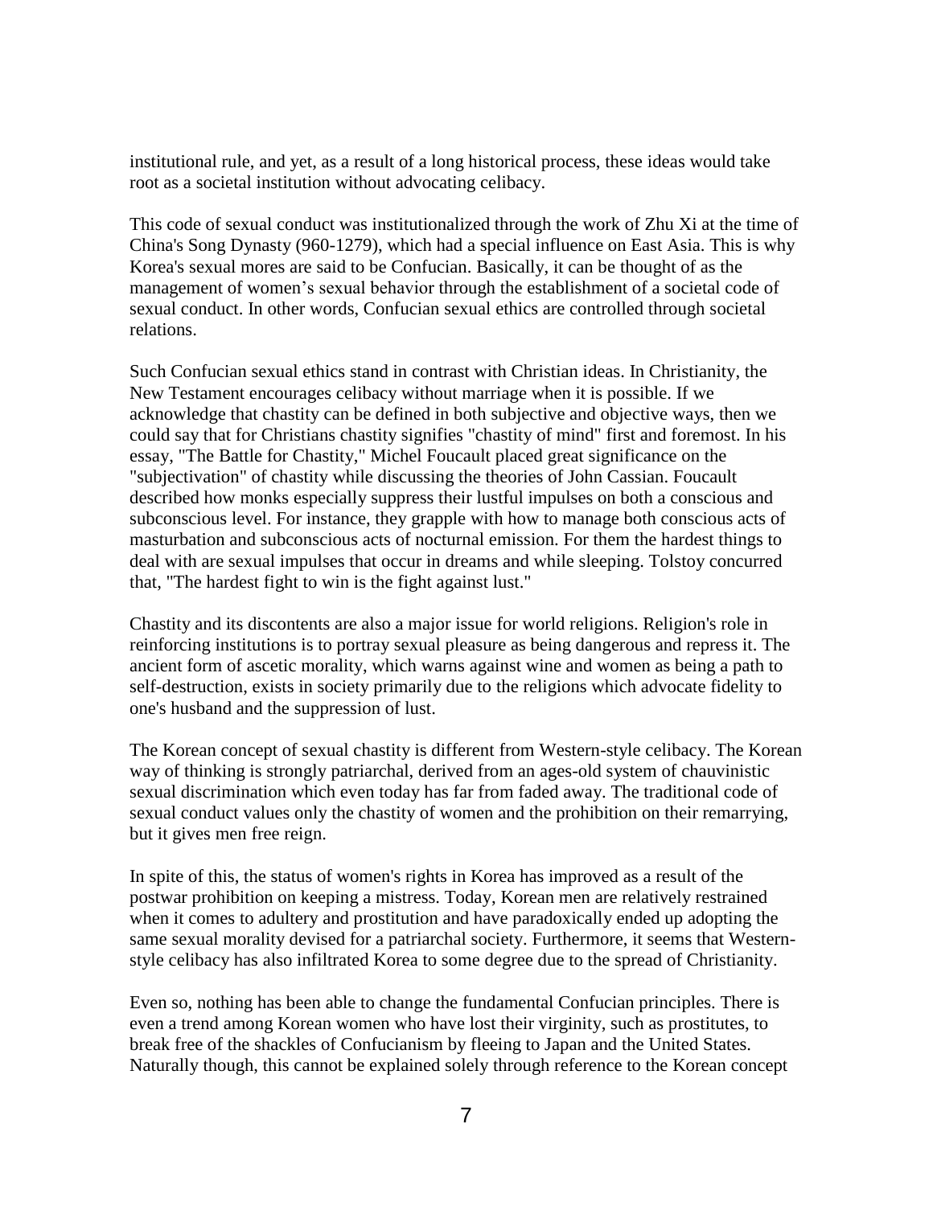institutional rule, and yet, as a result of a long historical process, these ideas would take root as a societal institution without advocating celibacy.

This code of sexual conduct was institutionalized through the work of Zhu Xi at the time of China's Song Dynasty (960-1279), which had a special influence on East Asia. This is why Korea's sexual mores are said to be Confucian. Basically, it can be thought of as the management of women's sexual behavior through the establishment of a societal code of sexual conduct. In other words, Confucian sexual ethics are controlled through societal relations.

Such Confucian sexual ethics stand in contrast with Christian ideas. In Christianity, the New Testament encourages celibacy without marriage when it is possible. If we acknowledge that chastity can be defined in both subjective and objective ways, then we could say that for Christians chastity signifies "chastity of mind" first and foremost. In his essay, "The Battle for Chastity," Michel Foucault placed great significance on the "subjectivation" of chastity while discussing the theories of John Cassian. Foucault described how monks especially suppress their lustful impulses on both a conscious and subconscious level. For instance, they grapple with how to manage both conscious acts of masturbation and subconscious acts of nocturnal emission. For them the hardest things to deal with are sexual impulses that occur in dreams and while sleeping. Tolstoy concurred that, "The hardest fight to win is the fight against lust."

Chastity and its discontents are also a major issue for world religions. Religion's role in reinforcing institutions is to portray sexual pleasure as being dangerous and repress it. The ancient form of ascetic morality, which warns against wine and women as being a path to self-destruction, exists in society primarily due to the religions which advocate fidelity to one's husband and the suppression of lust.

The Korean concept of sexual chastity is different from Western-style celibacy. The Korean way of thinking is strongly patriarchal, derived from an ages-old system of chauvinistic sexual discrimination which even today has far from faded away. The traditional code of sexual conduct values only the chastity of women and the prohibition on their remarrying, but it gives men free reign.

In spite of this, the status of women's rights in Korea has improved as a result of the postwar prohibition on keeping a mistress. Today, Korean men are relatively restrained when it comes to adultery and prostitution and have paradoxically ended up adopting the same sexual morality devised for a patriarchal society. Furthermore, it seems that Western-style celibacy has also infiltrated Korea to some degree due to the spread of Christianity.

Even so, nothing has been able to change the fundamental Confucian principles. There is even a trend among Korean women who have lost their virginity, such as prostitutes, to break free of the shackles of Confucianism by fleeing to Japan and the United States. Naturally though, this cannot be explained solely through reference to the Korean concept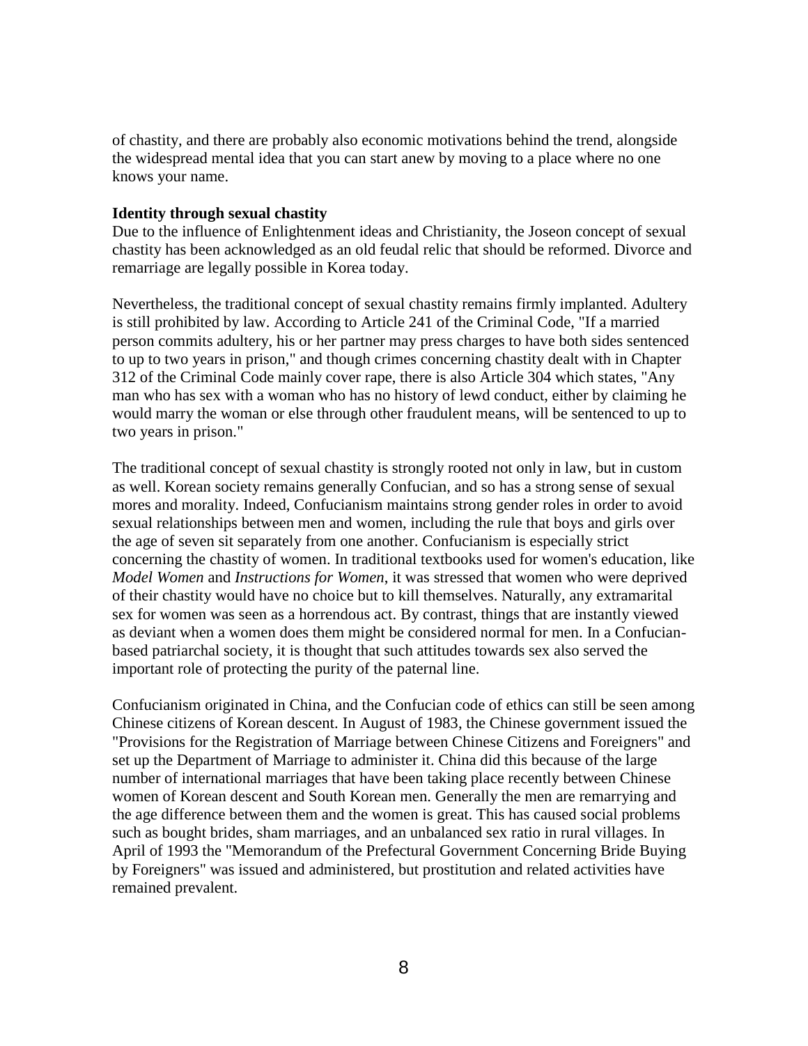of chastity, and there are probably also economic motivations behind the trend, alongside the widespread mental idea that you can start anew by moving to a place where no one knows your name.

**Identity through sexual chastity**

Due to the influence of Enlightenment ideas and Christianity, the Joseon concept of sexual chastity has been acknowledged as an old feudal relic that should be reformed. Divorce and remarriage are legally possible in Korea today.

Nevertheless, the traditional concept of sexual chastity remains firmly implanted. Adultery is still prohibited by law. According to Article 241 of the Criminal Code, "If a married person commits adultery, his or her partner may press charges to have both sides sentenced to up to two years in prison," and though crimes concerning chastity dealt with in Chapter 312 of the Criminal Code mainly cover rape, there is also Article 304 which states, "Any man who has sex with a woman who has no history of lewd conduct, either by claiming he would marry the woman or else through other fraudulent means, will be sentenced to up to two years in prison."

The traditional concept of sexual chastity is strongly rooted not only in law, but in custom as well. Korean society remains generally Confucian, and so has a strong sense of sexual mores and morality. Indeed, Confucianism maintains strong gender roles in order to avoid sexual relationships between men and women, including the rule that boys and girls over the age of seven sit separately from one another. Confucianism is especially strict concerning the chastity of women. In traditional textbooks used for women's education, like *Model Women* and *Instructions for Women*, it was stressed that women who were deprived of their chastity would have no choice but to kill themselves. Naturally, any extramarital sex for women was seen as a horrendous act. By contrast, things that are instantly viewed as deviant when a women does them might be considered normal for men. In a Confucian-based patriarchal society, it is thought that such attitudes towards sex also served the important role of protecting the purity of the paternal line.

Confucianism originated in China, and the Confucian code of ethics can still be seen among Chinese citizens of Korean descent. In August of 1983, the Chinese government issued the "Provisions for the Registration of Marriage between Chinese Citizens and Foreigners" and set up the Department of Marriage to administer it. China did this because of the large number of international marriages that have been taking place recently between Chinese women of Korean descent and South Korean men. Generally the men are remarrying and the age difference between them and the women is great. This has caused social problems such as bought brides, sham marriages, and an unbalanced sex ratio in rural villages. In April of 1993 the "Memorandum of the Prefectural Government Concerning Bride Buying by Foreigners" was issued and administered, but prostitution and related activities have remained prevalent.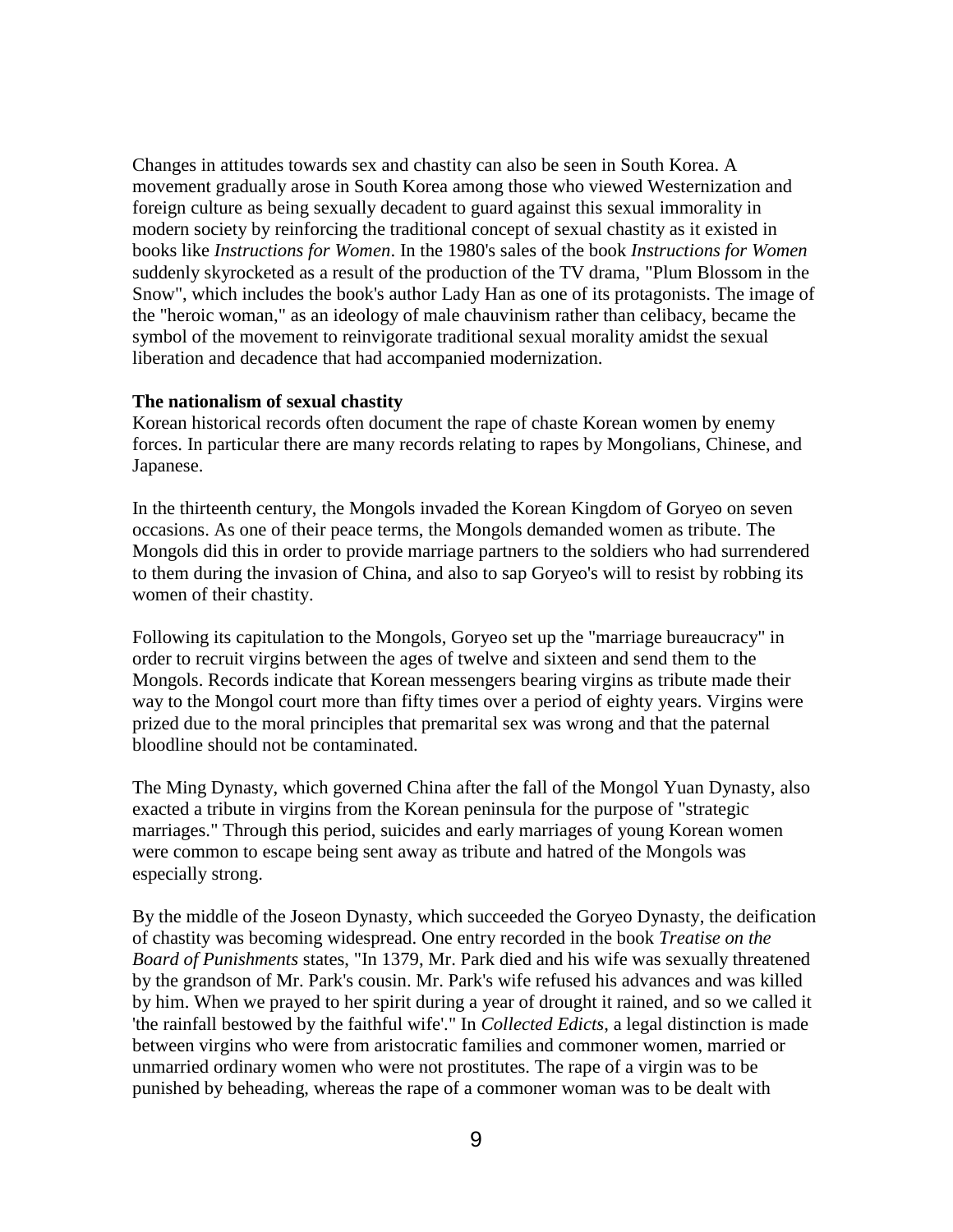Changes in attitudes towards sex and chastity can also be seen in South Korea. A movement gradually arose in South Korea among those who viewed Westernization and foreign culture as being sexually decadent to guard against this sexual immorality in modern society by reinforcing the traditional concept of sexual chastity as it existed in books like *Instructions for Women*. In the 1980's sales of the book *Instructions for Women* suddenly skyrocketed as a result of the production of the TV drama, "Plum Blossom in the Snow", which includes the book's author Lady Han as one of its protagonists. The image of the "heroic woman," as an ideology of male chauvinism rather than celibacy, became the symbol of the movement to reinvigorate traditional sexual morality amidst the sexual liberation and decadence that had accompanied modernization.

**The nationalism of sexual chastity**

Korean historical records often document the rape of chaste Korean women by enemy forces. In particular there are many records relating to rapes by Mongolians, Chinese, and Japanese.

In the thirteenth century, the Mongols invaded the Korean Kingdom of Goryeo on seven occasions. As one of their peace terms, the Mongols demanded women as tribute. The Mongols did this in order to provide marriage partners to the soldiers who had surrendered to them during the invasion of China, and also to sap Goryeo's will to resist by robbing its women of their chastity.

Following its capitulation to the Mongols, Goryeo set up the "marriage bureaucracy" in order to recruit virgins between the ages of twelve and sixteen and send them to the Mongols. Records indicate that Korean messengers bearing virgins as tribute made their way to the Mongol court more than fifty times over a period of eighty years. Virgins were prized due to the moral principles that premarital sex was wrong and that the paternal bloodline should not be contaminated.

The Ming Dynasty, which governed China after the fall of the Mongol Yuan Dynasty, also exacted a tribute in virgins from the Korean peninsula for the purpose of "strategic marriages." Through this period, suicides and early marriages of young Korean women were common to escape being sent away as tribute and hatred of the Mongols was especially strong.

By the middle of the Joseon Dynasty, which succeeded the Goryeo Dynasty, the deification of chastity was becoming widespread. One entry recorded in the book *Treatise on the Board of Punishments* states, "In 1379, Mr. Park died and his wife was sexually threatened by the grandson of Mr. Park's cousin. Mr. Park's wife refused his advances and was killed by him. When we prayed to her spirit during a year of drought it rained, and so we called it 'the rainfall bestowed by the faithful wife'." In *Collected Edicts*, a legal distinction is made between virgins who were from aristocratic families and commoner women, married or unmarried ordinary women who were not prostitutes. The rape of a virgin was to be punished by beheading, whereas the rape of a commoner woman was to be dealt with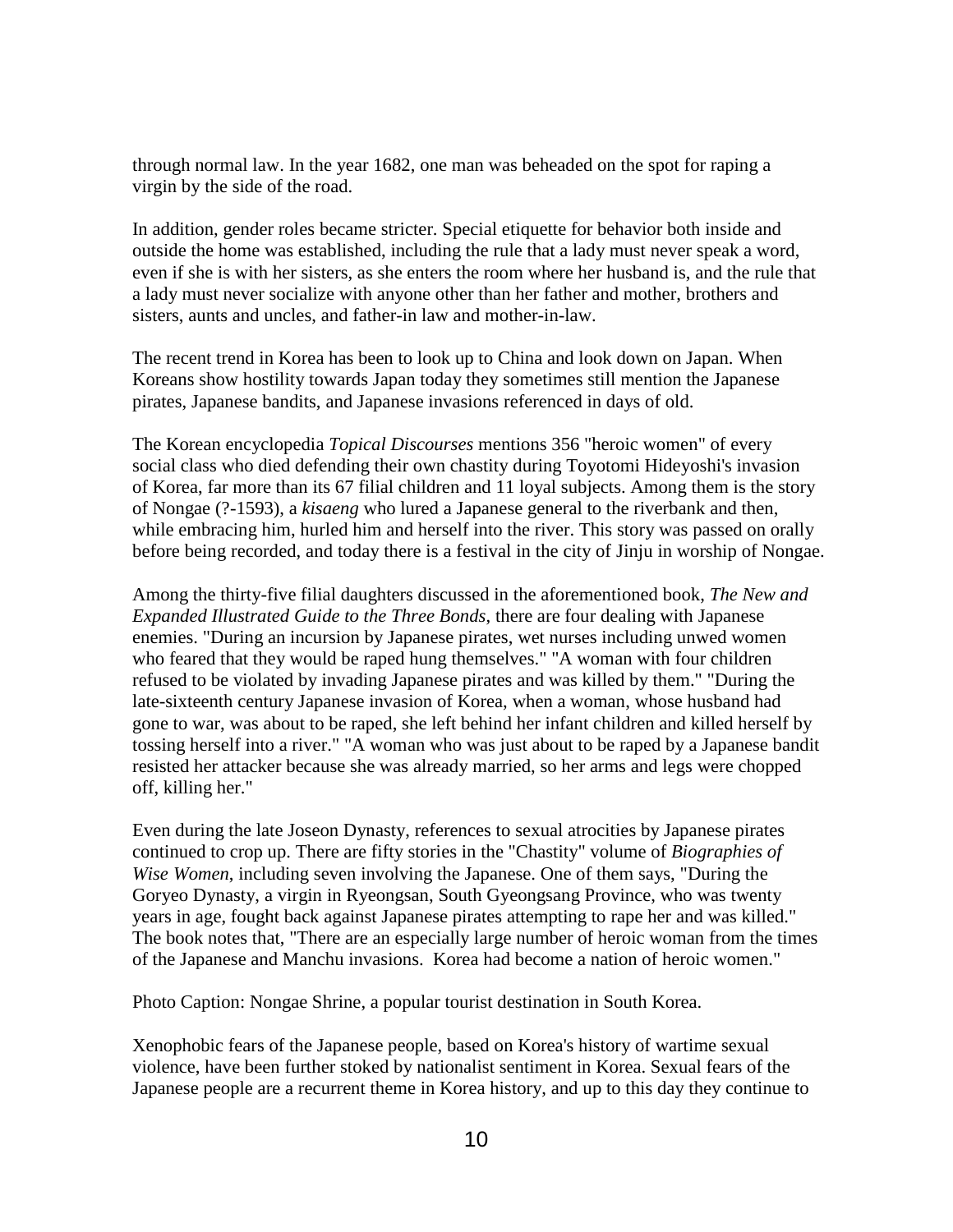through normal law. In the year 1682, one man was beheaded on the spot for raping a virgin by the side of the road.

In addition, gender roles became stricter. Special etiquette for behavior both inside and outside the home was established, including the rule that a lady must never speak a word, even if she is with her sisters, as she enters the room where her husband is, and the rule that a lady must never socialize with anyone other than her father and mother, brothers and sisters, aunts and uncles, and father-in law and mother-in-law.

The recent trend in Korea has been to look up to China and look down on Japan. When Koreans show hostility towards Japan today they sometimes still mention the Japanese pirates, Japanese bandits, and Japanese invasions referenced in days of old.

The Korean encyclopedia *Topical Discourses* mentions 356 "heroic women" of every social class who died defending their own chastity during Toyotomi Hideyoshi's invasion of Korea, far more than its 67 filial children and 11 loyal subjects. Among them is the story of Nongae (?-1593), a *kisaeng* who lured a Japanese general to the riverbank and then, while embracing him, hurled him and herself into the river. This story was passed on orally before being recorded, and today there is a festival in the city of Jinju in worship of Nongae.

Among the thirty-five filial daughters discussed in the aforementioned book, *The New and Expanded Illustrated Guide to the Three Bonds*, there are four dealing with Japanese enemies. "During an incursion by Japanese pirates, wet nurses including unwed women who feared that they would be raped hung themselves." "A woman with four children refused to be violated by invading Japanese pirates and was killed by them." "During the late-sixteenth century Japanese invasion of Korea, when a woman, whose husband had gone to war, was about to be raped, she left behind her infant children and killed herself by tossing herself into a river." "A woman who was just about to be raped by a Japanese bandit resisted her attacker because she was already married, so her arms and legs were chopped off, killing her."

Even during the late Joseon Dynasty, references to sexual atrocities by Japanese pirates continued to crop up. There are fifty stories in the "Chastity" volume of *Biographies of Wise Women*, including seven involving the Japanese. One of them says, "During the Goryeo Dynasty, a virgin in Ryeongsan, South Gyeongsang Province, who was twenty years in age, fought back against Japanese pirates attempting to rape her and was killed." The book notes that, "There are an especially large number of heroic woman from the times of the Japanese and Manchu invasions. Korea had become a nation of heroic women."

Photo Caption: Nongae Shrine, a popular tourist destination in South Korea.

Xenophobic fears of the Japanese people, based on Korea's history of wartime sexual violence, have been further stoked by nationalist sentiment in Korea. Sexual fears of the Japanese people are a recurrent theme in Korea history, and up to this day they continue to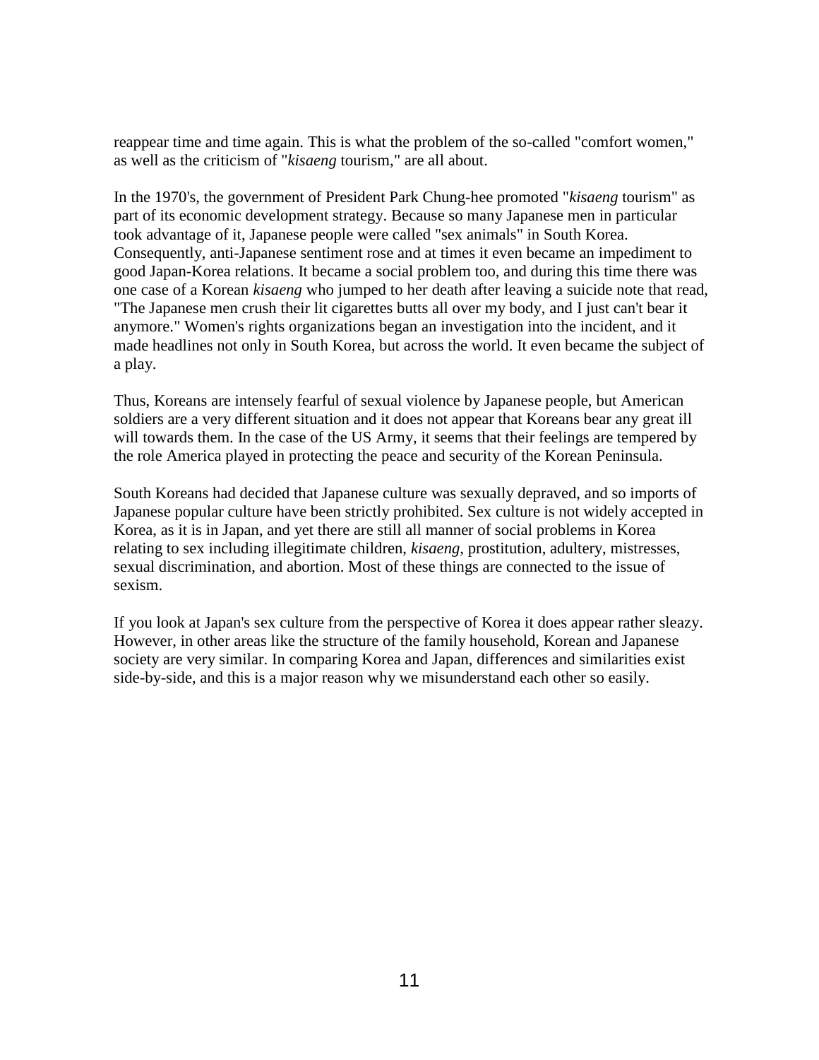reappear time and time again. This is what the problem of the so-called "comfort women," as well as the criticism of "*kisaeng* tourism," are all about.

In the 1970's, the government of President Park Chung-hee promoted "*kisaeng* tourism" as part of its economic development strategy. Because so many Japanese men in particular took advantage of it, Japanese people were called "sex animals" in South Korea. Consequently, anti-Japanese sentiment rose and at times it even became an impediment to good Japan-Korea relations. It became a social problem too, and during this time there was one case of a Korean *kisaeng* who jumped to her death after leaving a suicide note that read, "The Japanese men crush their lit cigarettes butts all over my body, and I just can't bear it anymore." Women's rights organizations began an investigation into the incident, and it made headlines not only in South Korea, but across the world. It even became the subject of a play.

Thus, Koreans are intensely fearful of sexual violence by Japanese people, but American soldiers are a very different situation and it does not appear that Koreans bear any great ill will towards them. In the case of the US Army, it seems that their feelings are tempered by the role America played in protecting the peace and security of the Korean Peninsula.

South Koreans had decided that Japanese culture was sexually depraved, and so imports of Japanese popular culture have been strictly prohibited. Sex culture is not widely accepted in Korea, as it is in Japan, and yet there are still all manner of social problems in Korea relating to sex including illegitimate children, *kisaeng*, prostitution, adultery, mistresses, sexual discrimination, and abortion. Most of these things are connected to the issue of sexism.

If you look at Japan's sex culture from the perspective of Korea it does appear rather sleazy. However, in other areas like the structure of the family household, Korean and Japanese society are very similar. In comparing Korea and Japan, differences and similarities exist side-by-side, and this is a major reason why we misunderstand each other so easily.